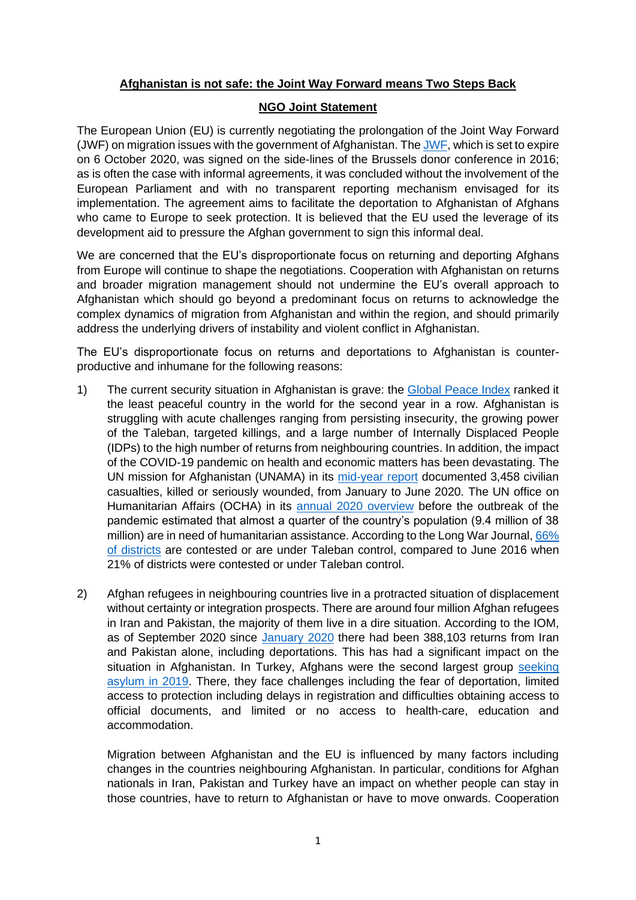**Afghanistan is not safe: the Joint Way Forward means Two Steps Back**

**NGO Joint Statement**

The European Union (EU) is currently negotiating the prolongation of the Joint Way Forward (JWF) on migration issues with the government of Afghanistan. The JWF, which is set to expire on 6 October 2020, was signed on the side-lines of the Brussels donor conference in 2016; as is often the case with informal agreements, it was concluded without the involvement of the European Parliament and with no transparent reporting mechanism envisaged for its implementation. The agreement aims to facilitate the deportation to Afghanistan of Afghans who came to Europe to seek protection. It is believed that the EU used the leverage of its development aid to pressure the Afghan government to sign this informal deal.

We are concerned that the EU's disproportionate focus on returning and deporting Afghans from Europe will continue to shape the negotiations. Cooperation with Afghanistan on returns and broader migration management should not undermine the EU's overall approach to Afghanistan which should go beyond a predominant focus on returns to acknowledge the complex dynamics of migration from Afghanistan and within the region, and should primarily address the underlying drivers of instability and violent conflict in Afghanistan.

The EU's disproportionate focus on returns and deportations to Afghanistan is counter-productive and inhumane for the following reasons:

1) The current security situation in Afghanistan is grave: the Global Peace Index ranked it the least peaceful country in the world for the second year in a row. Afghanistan is struggling with acute challenges ranging from persisting insecurity, the growing power of the Taleban, targeted killings, and a large number of Internally Displaced People (IDPs) to the high number of returns from neighbouring countries. In addition, the impact of the COVID-19 pandemic on health and economic matters has been devastating. The UN mission for Afghanistan (UNAMA) in its mid-year report documented 3,458 civilian casualties, killed or seriously wounded, from January to June 2020. The UN office on Humanitarian Affairs (OCHA) in its annual 2020 overview before the outbreak of the pandemic estimated that almost a quarter of the country's population (9.4 million of 38 million) are in need of humanitarian assistance. According to the Long War Journal, 66% of districts are contested or are under Taleban control, compared to June 2016 when 21% of districts were contested or under Taleban control.

2) Afghan refugees in neighbouring countries live in a protracted situation of displacement without certainty or integration prospects. There are around four million Afghan refugees in Iran and Pakistan, the majority of them live in a dire situation. According to the IOM, as of September 2020 since January 2020 there had been 388,103 returns from Iran and Pakistan alone, including deportations. This has had a significant impact on the situation in Afghanistan. In Turkey, Afghans were the second largest group seeking asylum in 2019. There, they face challenges including the fear of deportation, limited access to protection including delays in registration and difficulties obtaining access to official documents, and limited or no access to health-care, education and accommodation.

   Migration between Afghanistan and the EU is influenced by many factors including changes in the countries neighbouring Afghanistan. In particular, conditions for Afghan nationals in Iran, Pakistan and Turkey have an impact on whether people can stay in those countries, have to return to Afghanistan or have to move onwards. Cooperation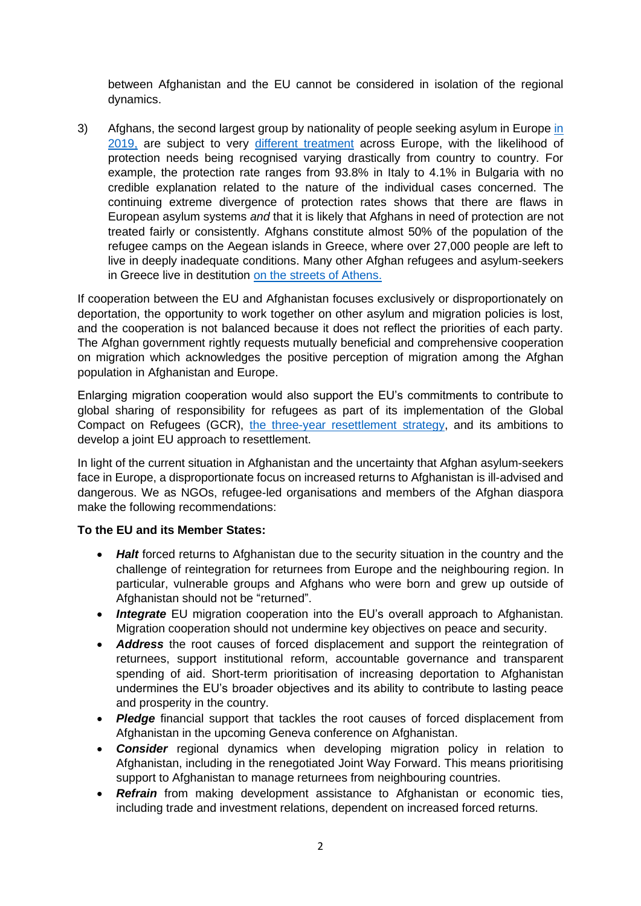between Afghanistan and the EU cannot be considered in isolation of the regional dynamics.

3) Afghans, the second largest group by nationality of people seeking asylum in Europe in 2019, are subject to very different treatment across Europe, with the likelihood of protection needs being recognised varying drastically from country to country. For example, the protection rate ranges from 93.8% in Italy to 4.1% in Bulgaria with no credible explanation related to the nature of the individual cases concerned. The continuing extreme divergence of protection rates shows that there are flaws in European asylum systems *and* that it is likely that Afghans in need of protection are not treated fairly or consistently. Afghans constitute almost 50% of the population of the refugee camps on the Aegean islands in Greece, where over 27,000 people are left to live in deeply inadequate conditions. Many other Afghan refugees and asylum-seekers in Greece live in destitution on the streets of Athens.

If cooperation between the EU and Afghanistan focuses exclusively or disproportionately on deportation, the opportunity to work together on other asylum and migration policies is lost, and the cooperation is not balanced because it does not reflect the priorities of each party. The Afghan government rightly requests mutually beneficial and comprehensive cooperation on migration which acknowledges the positive perception of migration among the Afghan population in Afghanistan and Europe.

Enlarging migration cooperation would also support the EU's commitments to contribute to global sharing of responsibility for refugees as part of its implementation of the Global Compact on Refugees (GCR), the three-year resettlement strategy, and its ambitions to develop a joint EU approach to resettlement.

In light of the current situation in Afghanistan and the uncertainty that Afghan asylum-seekers face in Europe, a disproportionate focus on increased returns to Afghanistan is ill-advised and dangerous. We as NGOs, refugee-led organisations and members of the Afghan diaspora make the following recommendations:

**To the EU and its Member States:**

- ***Halt*** forced returns to Afghanistan due to the security situation in the country and the challenge of reintegration for returnees from Europe and the neighbouring region. In particular, vulnerable groups and Afghans who were born and grew up outside of Afghanistan should not be "returned".
- ***Integrate*** EU migration cooperation into the EU's overall approach to Afghanistan. Migration cooperation should not undermine key objectives on peace and security.
- ***Address*** the root causes of forced displacement and support the reintegration of returnees, support institutional reform, accountable governance and transparent spending of aid. Short-term prioritisation of increasing deportation to Afghanistan undermines the EU's broader objectives and its ability to contribute to lasting peace and prosperity in the country.
- ***Pledge*** financial support that tackles the root causes of forced displacement from Afghanistan in the upcoming Geneva conference on Afghanistan.
- ***Consider*** regional dynamics when developing migration policy in relation to Afghanistan, including in the renegotiated Joint Way Forward. This means prioritising support to Afghanistan to manage returnees from neighbouring countries.
- ***Refrain*** from making development assistance to Afghanistan or economic ties, including trade and investment relations, dependent on increased forced returns.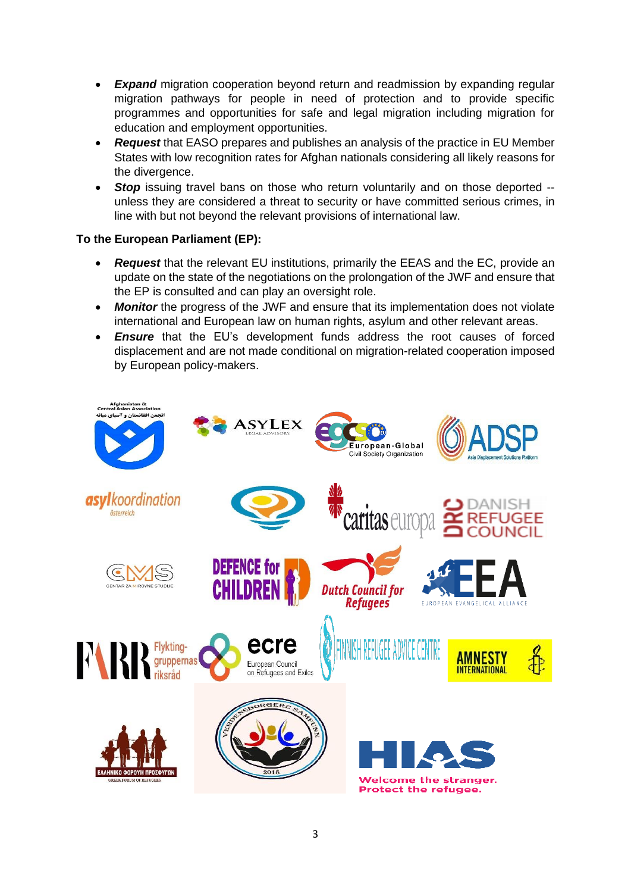- ***Expand*** migration cooperation beyond return and readmission by expanding regular migration pathways for people in need of protection and to provide specific programmes and opportunities for safe and legal migration including migration for education and employment opportunities.
- ***Request*** that EASO prepares and publishes an analysis of the practice in EU Member States with low recognition rates for Afghan nationals considering all likely reasons for the divergence.
- ***Stop*** issuing travel bans on those who return voluntarily and on those deported -- unless they are considered a threat to security or have committed serious crimes, in line with but not beyond the relevant provisions of international law.

**To the European Parliament (EP):**

- ***Request*** that the relevant EU institutions, primarily the EEAS and the EC, provide an update on the state of the negotiations on the prolongation of the JWF and ensure that the EP is consulted and can play an oversight role.
- ***Monitor*** the progress of the JWF and ensure that its implementation does not violate international and European law on human rights, asylum and other relevant areas.
- ***Ensure*** that the EU's development funds address the root causes of forced displacement and are not made conditional on migration-related cooperation imposed by European policy-makers.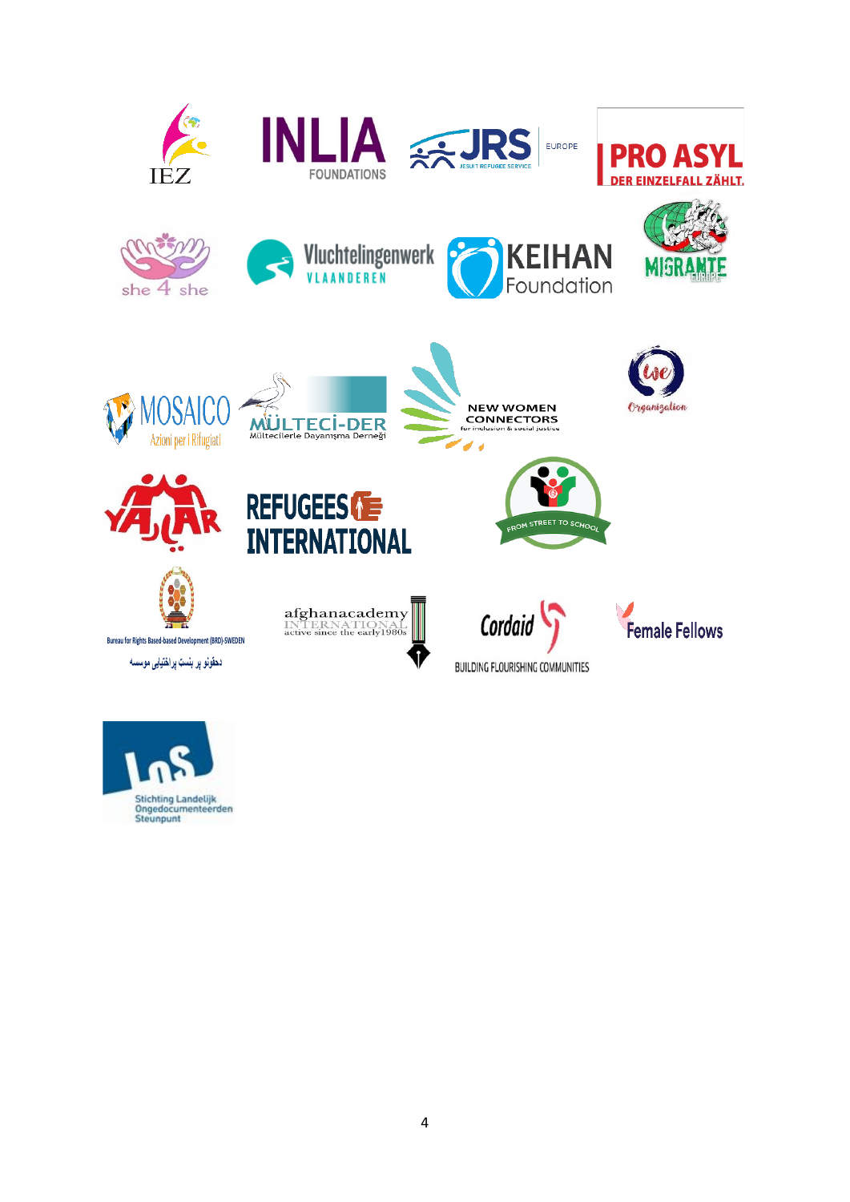IEZ

INLIA FOUNDATIONS

JRS JESUIT REFUGEE SERVICE EUROPE

PRO ASYL DER EINZELFALL ZÄHLT.

she 4 she

Vluchtelingenwerk VLAANDEREN

KEIHAN Foundation

MIGRANTE EUROPE

MOSAICO Azioni per i Rifugiati

MÜLTECİ-DER Mültecilerle Dayanışma Derneği

NEW WOMEN CONNECTORS for inclusion & social justice

We Organization

YAAR

REFUGEES INTERNATIONAL

FROM STREET TO SCHOOL

Bureau for Rights Based-based Development (BRD)-SWEDEN

دحقونو پر بنسټ پراختیایي موسسه

afghanacademy INTERNATIONAL active since the early1980s

Cordaid BUILDING FLOURISHING COMMUNITIES

Female Fellows

LoS Stichting Landelijk Ongedocumenteerden Steunpunt